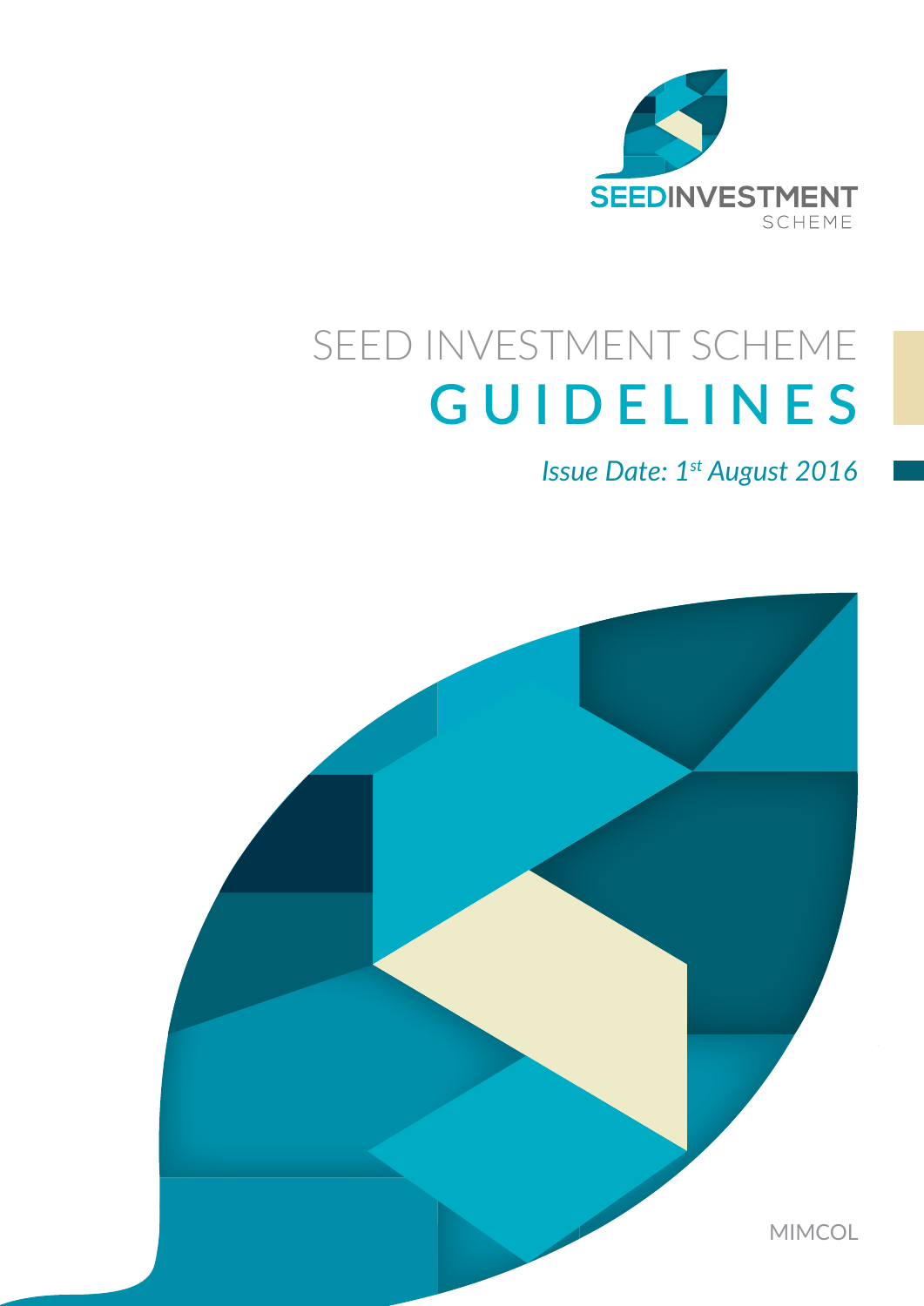SEEDINVESTMENT
SCHEME

# SEED INVESTMENT SCHEME GUIDELINES

*Issue Date: 1st August 2016*

MIMCOL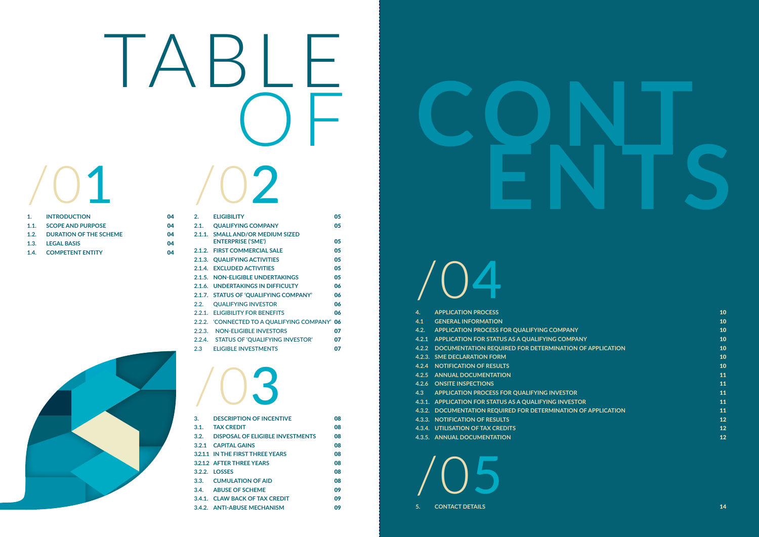# TABLE OF CONTENTS

## /01

| | | |
|---|---|---|
| 1. | INTRODUCTION | 04 |
| 1.1. | SCOPE AND PURPOSE | 04 |
| 1.2. | DURATION OF THE SCHEME | 04 |
| 1.3. | LEGAL BASIS | 04 |
| 1.4. | COMPETENT ENTITY | 04 |

## /02

| | | |
|---|---|---|
| 2. | ELIGIBILITY | 05 |
| 2.1. | QUALIFYING COMPANY | 05 |
| 2.1.1. | SMALL AND/OR MEDIUM SIZED ENTERPRISE ('SME') | 05 |
| 2.1.2. | FIRST COMMERCIAL SALE | 05 |
| 2.1.3. | QUALIFYING ACTIVITIES | 05 |
| 2.1.4. | EXCLUDED ACTIVITIES | 05 |
| 2.1.5. | NON-ELIGIBLE UNDERTAKINGS | 05 |
| 2.1.6. | UNDERTAKINGS IN DIFFICULTY | 06 |
| 2.1.7. | STATUS OF 'QUALIFYING COMPANY' | 06 |
| 2.2. | QUALIFYING INVESTOR | 06 |
| 2.2.1. | ELIGIBILITY FOR BENEFITS | 06 |
| 2.2.2. | 'CONNECTED TO A QUALIFYING COMPANY' | 06 |
| 2.2.3. | NON-ELIGIBLE INVESTORS | 07 |
| 2.2.4. | STATUS OF 'QUALIFYING INVESTOR' | 07 |
| 2.3 | ELIGIBLE INVESTMENTS | 07 |

## /03

| | | |
|---|---|---|
| 3. | DESCRIPTION OF INCENTIVE | 08 |
| 3.1. | TAX CREDIT | 08 |
| 3.2. | DISPOSAL OF ELIGIBLE INVESTMENTS | 08 |
| 3.2.1 | CAPITAL GAINS | 08 |
| 3.2.1.1 | IN THE FIRST THREE YEARS | 08 |
| 3.2.1.2 | AFTER THREE YEARS | 08 |
| 3.2.2. | LOSSES | 08 |
| 3.3. | CUMULATION OF AID | 08 |
| 3.4. | ABUSE OF SCHEME | 09 |
| 3.4.1. | CLAW BACK OF TAX CREDIT | 09 |
| 3.4.2. | ANTI-ABUSE MECHANISM | 09 |

## /04

| | | |
|---|---|---|
| 4. | APPLICATION PROCESS | 10 |
| 4.1 | GENERAL INFORMATION | 10 |
| 4.2. | APPLICATION PROCESS FOR QUALIFYING COMPANY | 10 |
| 4.2.1 | APPLICATION FOR STATUS AS A QUALIFYING COMPANY | 10 |
| 4.2.2 | DOCUMENTATION REQUIRED FOR DETERMINATION OF APPLICATION | 10 |
| 4.2.3. | SME DECLARATION FORM | 10 |
| 4.2.4 | NOTIFICATION OF RESULTS | 10 |
| 4.2.5 | ANNUAL DOCUMENTATION | 11 |
| 4.2.6 | ONSITE INSPECTIONS | 11 |
| 4.3 | APPLICATION PROCESS FOR QUALIFYING INVESTOR | 11 |
| 4.3.1. | APPLICATION FOR STATUS AS A QUALIFYING INVESTOR | 11 |
| 4.3.2. | DOCUMENTATION REQUIRED FOR DETERMINATION OF APPLICATION | 11 |
| 4.3.3. | NOTIFICATION OF RESULTS | 12 |
| 4.3.4. | UTILISATION OF TAX CREDITS | 12 |
| 4.3.5. | ANNUAL DOCUMENTATION | 12 |

## /05

| | | |
|---|---|---|
| 5. | CONTACT DETAILS | 14 |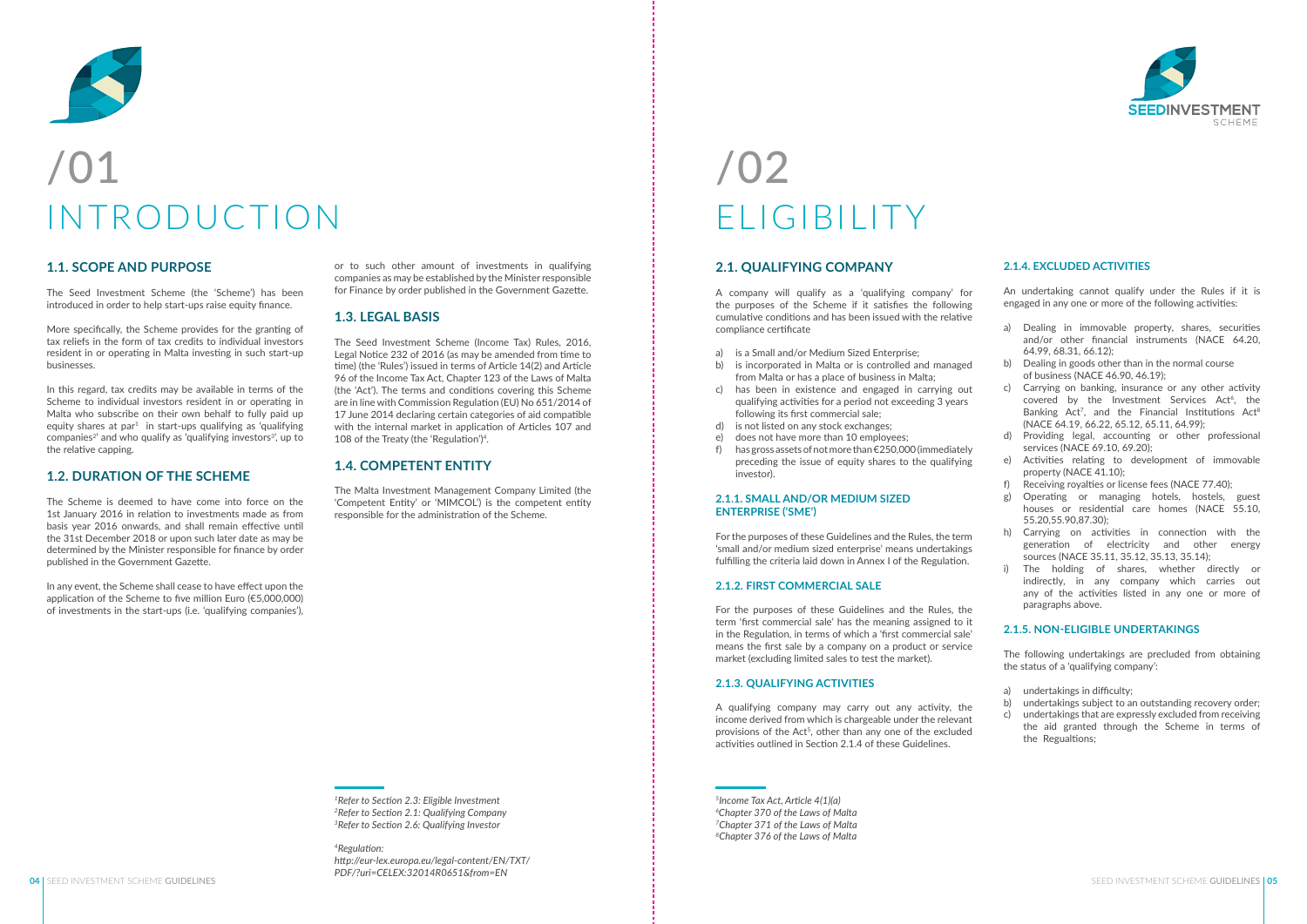# /01 INTRODUCTION

## 1.1. SCOPE AND PURPOSE

The Seed Investment Scheme (the 'Scheme') has been introduced in order to help start-ups raise equity finance.

More specifically, the Scheme provides for the granting of tax reliefs in the form of tax credits to individual investors resident in or operating in Malta investing in such start-up businesses.

In this regard, tax credits may be available in terms of the Scheme to individual investors resident in or operating in Malta who subscribe on their own behalf to fully paid up equity shares at par[1] in start-ups qualifying as 'qualifying companies[2]' and who qualify as 'qualifying investors[3]', up to the relative capping.

## 1.2. DURATION OF THE SCHEME

The Scheme is deemed to have come into force on the 1st January 2016 in relation to investments made as from basis year 2016 onwards, and shall remain effective until the 31st December 2018 or upon such later date as may be determined by the Minister responsible for finance by order published in the Government Gazette.

In any event, the Scheme shall cease to have effect upon the application of the Scheme to five million Euro (€5,000,000) of investments in the start-ups (i.e. 'qualifying companies'), or to such other amount of investments in qualifying companies as may be established by the Minister responsible for Finance by order published in the Government Gazette.

## 1.3. LEGAL BASIS

The Seed Investment Scheme (Income Tax) Rules, 2016, Legal Notice 232 of 2016 (as may be amended from time to time) (the 'Rules') issued in terms of Article 14(2) and Article 96 of the Income Tax Act, Chapter 123 of the Laws of Malta (the 'Act'). The terms and conditions covering this Scheme are in line with Commission Regulation (EU) No 651/2014 of 17 June 2014 declaring certain categories of aid compatible with the internal market in application of Articles 107 and 108 of the Treaty (the 'Regulation')[4].

## 1.4. COMPETENT ENTITY

The Malta Investment Management Company Limited (the 'Competent Entity' or 'MIMCOL') is the competent entity responsible for the administration of the Scheme.

*[1]Refer to Section 2.3: Eligible Investment*
*[2]Refer to Section 2.1: Qualifying Company*
*[3]Refer to Section 2.6: Qualifying Investor*

*[4]Regulation:*
*http://eur-lex.europa.eu/legal-content/EN/TXT/PDF/?uri=CELEX:32014R0651&from=EN*

# /02 ELIGIBILITY

## 2.1. QUALIFYING COMPANY

A company will qualify as a 'qualifying company' for the purposes of the Scheme if it satisfies the following cumulative conditions and has been issued with the relative compliance certificate

a) is a Small and/or Medium Sized Enterprise;
b) is incorporated in Malta or is controlled and managed from Malta or has a place of business in Malta;
c) has been in existence and engaged in carrying out qualifying activities for a period not exceeding 3 years following its first commercial sale;
d) is not listed on any stock exchanges;
e) does not have more than 10 employees;
f) has gross assets of not more than €250,000 (immediately preceding the issue of equity shares to the qualifying investor).

### 2.1.1. SMALL AND/OR MEDIUM SIZED ENTERPRISE ('SME')

For the purposes of these Guidelines and the Rules, the term 'small and/or medium sized enterprise' means undertakings fulfilling the criteria laid down in Annex I of the Regulation.

### 2.1.2. FIRST COMMERCIAL SALE

For the purposes of these Guidelines and the Rules, the term 'first commercial sale' has the meaning assigned to it in the Regulation, in terms of which a 'first commercial sale' means the first sale by a company on a product or service market (excluding limited sales to test the market).

### 2.1.3. QUALIFYING ACTIVITIES

A qualifying company may carry out any activity, the income derived from which is chargeable under the relevant provisions of the Act[5], other than any one of the excluded activities outlined in Section 2.1.4 of these Guidelines.

### 2.1.4. EXCLUDED ACTIVITIES

An undertaking cannot qualify under the Rules if it is engaged in any one or more of the following activities:

a) Dealing in immovable property, shares, securities and/or other financial instruments (NACE 64.20, 64.99, 68.31, 66.12);
b) Dealing in goods other than in the normal course of business (NACE 46.90, 46.19);
c) Carrying on banking, insurance or any other activity covered by the Investment Services Act[6], the Banking Act[7], and the Financial Institutions Act[8] (NACE 64.19, 66.22, 65.12, 65.11, 64.99);
d) Providing legal, accounting or other professional services (NACE 69.10, 69.20);
e) Activities relating to development of immovable property (NACE 41.10);
f) Receiving royalties or license fees (NACE 77.40);
g) Operating or managing hotels, hostels, guest houses or residential care homes (NACE 55.10, 55.20,55.90,87.30);
h) Carrying on activities in connection with the generation of electricity and other energy sources (NACE 35.11, 35.12, 35.13, 35.14);
i) The holding of shares, whether directly or indirectly, in any company which carries out any of the activities listed in any one or more of paragraphs above.

### 2.1.5. NON-ELIGIBLE UNDERTAKINGS

The following undertakings are precluded from obtaining the status of a 'qualifying company':

a) undertakings in difficulty;
b) undertakings subject to an outstanding recovery order;
c) undertakings that are expressly excluded from receiving the aid granted through the Scheme in terms of the Regualtions;

*[5]Income Tax Act, Article 4(1)(a)*
*[6]Chapter 370 of the Laws of Malta*
*[7]Chapter 371 of the Laws of Malta*
*[8]Chapter 376 of the Laws of Malta*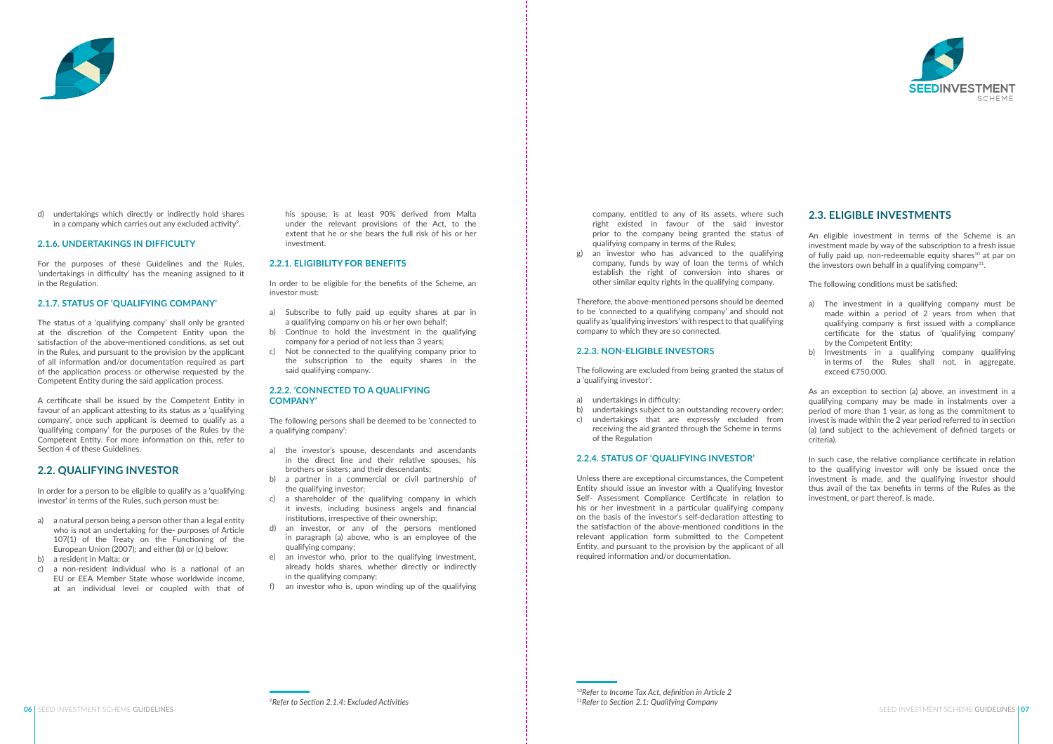d) undertakings which directly or indirectly hold shares in a company which carries out any excluded activity[9].

### 2.1.6. UNDERTAKINGS IN DIFFICULTY

For the purposes of these Guidelines and the Rules, 'undertakings in difficulty' has the meaning assigned to it in the Regulation.

### 2.1.7. STATUS OF 'QUALIFYING COMPANY'

The status of a 'qualifying company' shall only be granted at the discretion of the Competent Entity upon the satisfaction of the above-mentioned conditions, as set out in the Rules, and pursuant to the provision by the applicant of all information and/or documentation required as part of the application process or otherwise requested by the Competent Entity during the said application process.

A certificate shall be issued by the Competent Entity in favour of an applicant attesting to its status as a 'qualifying company', once such applicant is deemed to qualify as a 'qualifying company' for the purposes of the Rules by the Competent Entity. For more information on this, refer to Section 4 of these Guidelines.

## 2.2. QUALIFYING INVESTOR

In order for a person to be eligible to qualify as a 'qualifying investor' in terms of the Rules, such person must be:

a) a natural person being a person other than a legal entity who is not an undertaking for the- purposes of Article 107(1) of the Treaty on the Functioning of the European Union (2007); and either (b) or (c) below:
b) a resident in Malta; or
c) a non-resident individual who is a national of an EU or EEA Member State whose worldwide income, at an individual level or coupled with that of his spouse, is at least 90% derived from Malta under the relevant provisions of the Act, to the extent that he or she bears the full risk of his or her investment.

### 2.2.1. ELIGIBILITY FOR BENEFITS

In order to be eligible for the benefits of the Scheme, an investor must:

a) Subscribe to fully paid up equity shares at par in a qualifying company on his or her own behalf;
b) Continue to hold the investment in the qualifying company for a period of not less than 3 years;
c) Not be connected to the qualifying company prior to the subscription to the equity shares in the said qualifying company.

### 2.2.2. 'CONNECTED TO A QUALIFYING COMPANY'

The following persons shall be deemed to be 'connected to a qualifying company':

a) the investor's spouse, descendants and ascendants in the direct line and their relative spouses, his brothers or sisters; and their descendants;
b) a partner in a commercial or civil partnership of the qualifying investor;
c) a shareholder of the qualifying company in which it invests, including business angels and financial institutions, irrespective of their ownership;
d) an investor, or any of the persons mentioned in paragraph (a) above, who is an employee of the qualifying company;
e) an investor who, prior to the qualifying investment, already holds shares, whether directly or indirectly in the qualifying company;
f) an investor who is, upon winding up of the qualifying company, entitled to any of its assets, where such right existed in favour of the said investor prior to the company being granted the status of qualifying company in terms of the Rules;
g) an investor who has advanced to the qualifying company, funds by way of loan the terms of which establish the right of conversion into shares or other similar equity rights in the qualifying company.

Therefore, the above-mentioned persons should be deemed to be 'connected to a qualifying company' and should not qualify as 'qualifying investors' with respect to that qualifying company to which they are so connected.

### 2.2.3. NON-ELIGIBLE INVESTORS

The following are excluded from being granted the status of a 'qualifying investor':

a) undertakings in difficulty;
b) undertakings subject to an outstanding recovery order;
c) undertakings that are expressly excluded from receiving the aid granted through the Scheme in terms of the Regulation

### 2.2.4. STATUS OF 'QUALIFYING INVESTOR'

Unless there are exceptional circumstances, the Competent Entity should issue an investor with a Qualifying Investor Self- Assessment Compliance Certificate in relation to his or her investment in a particular qualifying company on the basis of the investor's self-declaration attesting to the satisfaction of the above-mentioned conditions in the relevant application form submitted to the Competent Entity, and pursuant to the provision by the applicant of all required information and/or documentation.

## 2.3. ELIGIBLE INVESTMENTS

An eligible investment in terms of the Scheme is an investment made by way of the subscription to a fresh issue of fully paid up, non-redeemable equity shares[10] at par on the investors own behalf in a qualifying company[11].

The following conditions must be satisfied:

a) The investment in a qualifying company must be made within a period of 2 years from when that qualifying company is first issued with a compliance certificate for the status of 'qualifying company' by the Competent Entity;
b) Investments in a qualifying company qualifying in terms of the Rules shall not, in aggregate, exceed €750,000.

As an exception to section (a) above, an investment in a qualifying company may be made in instalments over a period of more than 1 year, as long as the commitment to invest is made within the 2 year period referred to in section (a) (and subject to the achievement of defined targets or criteria).

In such case, the relative compliance certificate in relation to the qualifying investor will only be issued once the investment is made, and the qualifying investor should thus avail of the tax benefits in terms of the Rules as the investment, or part thereof, is made.

---

[9] *Refer to Section 2.1.4: Excluded Activities*

[10] *Refer to Income Tax Act, definition in Article 2*

[11] *Refer to Section 2.1: Qualifying Company*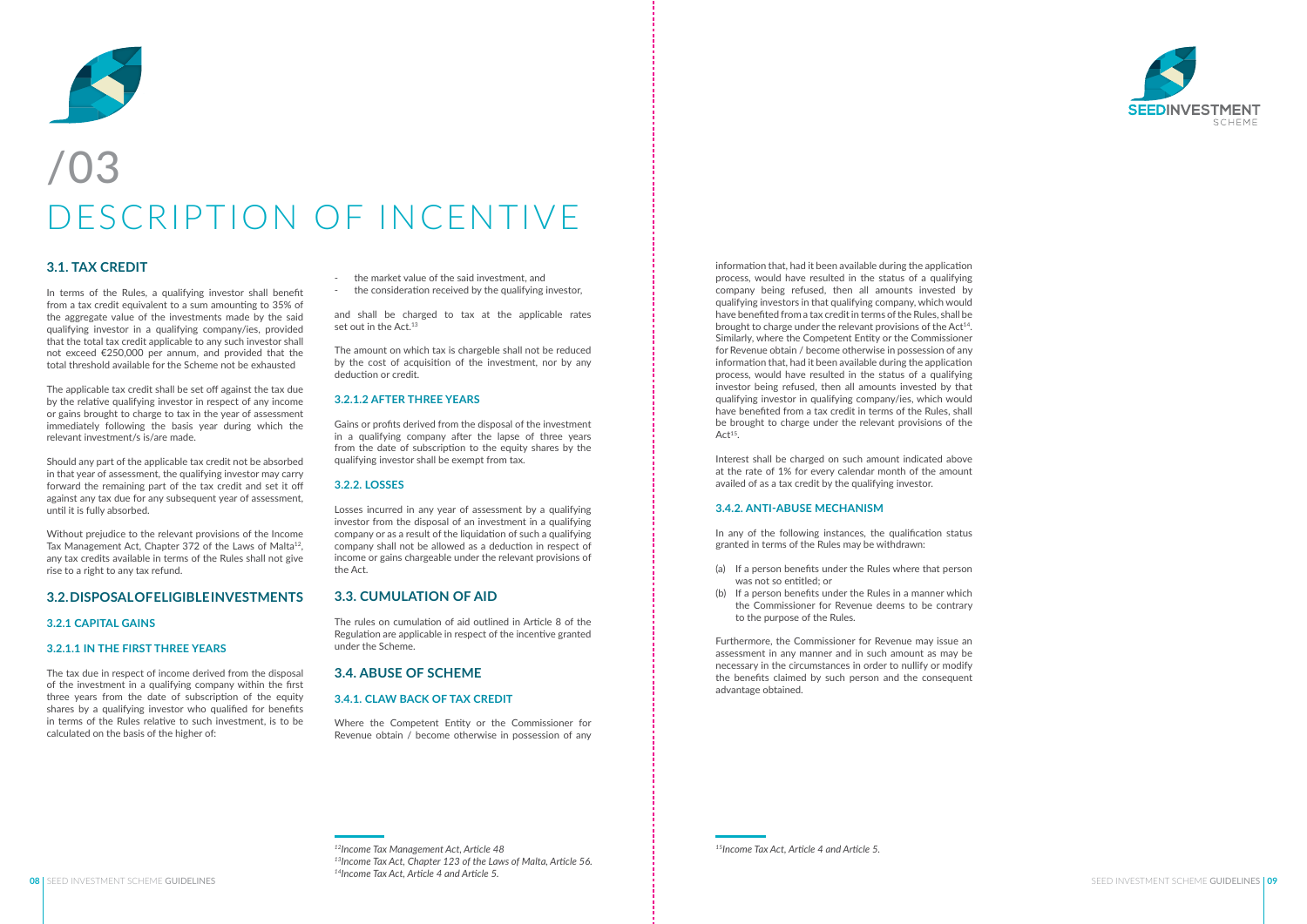# /03 DESCRIPTION OF INCENTIVE

## 3.1. TAX CREDIT

In terms of the Rules, a qualifying investor shall benefit from a tax credit equivalent to a sum amounting to 35% of the aggregate value of the investments made by the said qualifying investor in a qualifying company/ies, provided that the total tax credit applicable to any such investor shall not exceed €250,000 per annum, and provided that the total threshold available for the Scheme not be exhausted

The applicable tax credit shall be set off against the tax due by the relative qualifying investor in respect of any income or gains brought to charge to tax in the year of assessment immediately following the basis year during which the relevant investment/s is/are made.

Should any part of the applicable tax credit not be absorbed in that year of assessment, the qualifying investor may carry forward the remaining part of the tax credit and set it off against any tax due for any subsequent year of assessment, until it is fully absorbed.

Without prejudice to the relevant provisions of the Income Tax Management Act, Chapter 372 of the Laws of Malta[12], any tax credits available in terms of the Rules shall not give rise to a right to any tax refund.

## 3.2. DISPOSAL OF ELIGIBLE INVESTMENTS

### 3.2.1 CAPITAL GAINS

#### 3.2.1.1 IN THE FIRST THREE YEARS

The tax due in respect of income derived from the disposal of the investment in a qualifying company within the first three years from the date of subscription of the equity shares by a qualifying investor who qualified for benefits in terms of the Rules relative to such investment, is to be calculated on the basis of the higher of:

- the market value of the said investment, and
- the consideration received by the qualifying investor,

and shall be charged to tax at the applicable rates set out in the Act.[13]

The amount on which tax is chargeble shall not be reduced by the cost of acquisition of the investment, nor by any deduction or credit.

#### 3.2.1.2 AFTER THREE YEARS

Gains or profits derived from the disposal of the investment in a qualifying company after the lapse of three years from the date of subscription to the equity shares by the qualifying investor shall be exempt from tax.

### 3.2.2. LOSSES

Losses incurred in any year of assessment by a qualifying investor from the disposal of an investment in a qualifying company or as a result of the liquidation of such a qualifying company shall not be allowed as a deduction in respect of income or gains chargeable under the relevant provisions of the Act.

## 3.3. CUMULATION OF AID

The rules on cumulation of aid outlined in Article 8 of the Regulation are applicable in respect of the incentive granted under the Scheme.

## 3.4. ABUSE OF SCHEME

### 3.4.1. CLAW BACK OF TAX CREDIT

Where the Competent Entity or the Commissioner for Revenue obtain / become otherwise in possession of any information that, had it been available during the application process, would have resulted in the status of a qualifying company being refused, then all amounts invested by qualifying investors in that qualifying company, which would have benefited from a tax credit in terms of the Rules, shall be brought to charge under the relevant provisions of the Act[14]. Similarly, where the Competent Entity or the Commissioner for Revenue obtain / become otherwise in possession of any information that, had it been available during the application process, would have resulted in the status of a qualifying investor being refused, then all amounts invested by that qualifying investor in qualifying company/ies, which would have benefited from a tax credit in terms of the Rules, shall be brought to charge under the relevant provisions of the Act[15].

Interest shall be charged on such amount indicated above at the rate of 1% for every calendar month of the amount availed of as a tax credit by the qualifying investor.

### 3.4.2. ANTI-ABUSE MECHANISM

In any of the following instances, the qualification status granted in terms of the Rules may be withdrawn:

(a) If a person benefits under the Rules where that person was not so entitled; or

(b) If a person benefits under the Rules in a manner which the Commissioner for Revenue deems to be contrary to the purpose of the Rules.

Furthermore, the Commissioner for Revenue may issue an assessment in any manner and in such amount as may be necessary in the circumstances in order to nullify or modify the benefits claimed by such person and the consequent advantage obtained.

---

*[12] Income Tax Management Act, Article 48*

*[13] Income Tax Act, Chapter 123 of the Laws of Malta, Article 56.*

*[14] Income Tax Act, Article 4 and Article 5.*

*[15] Income Tax Act, Article 4 and Article 5.*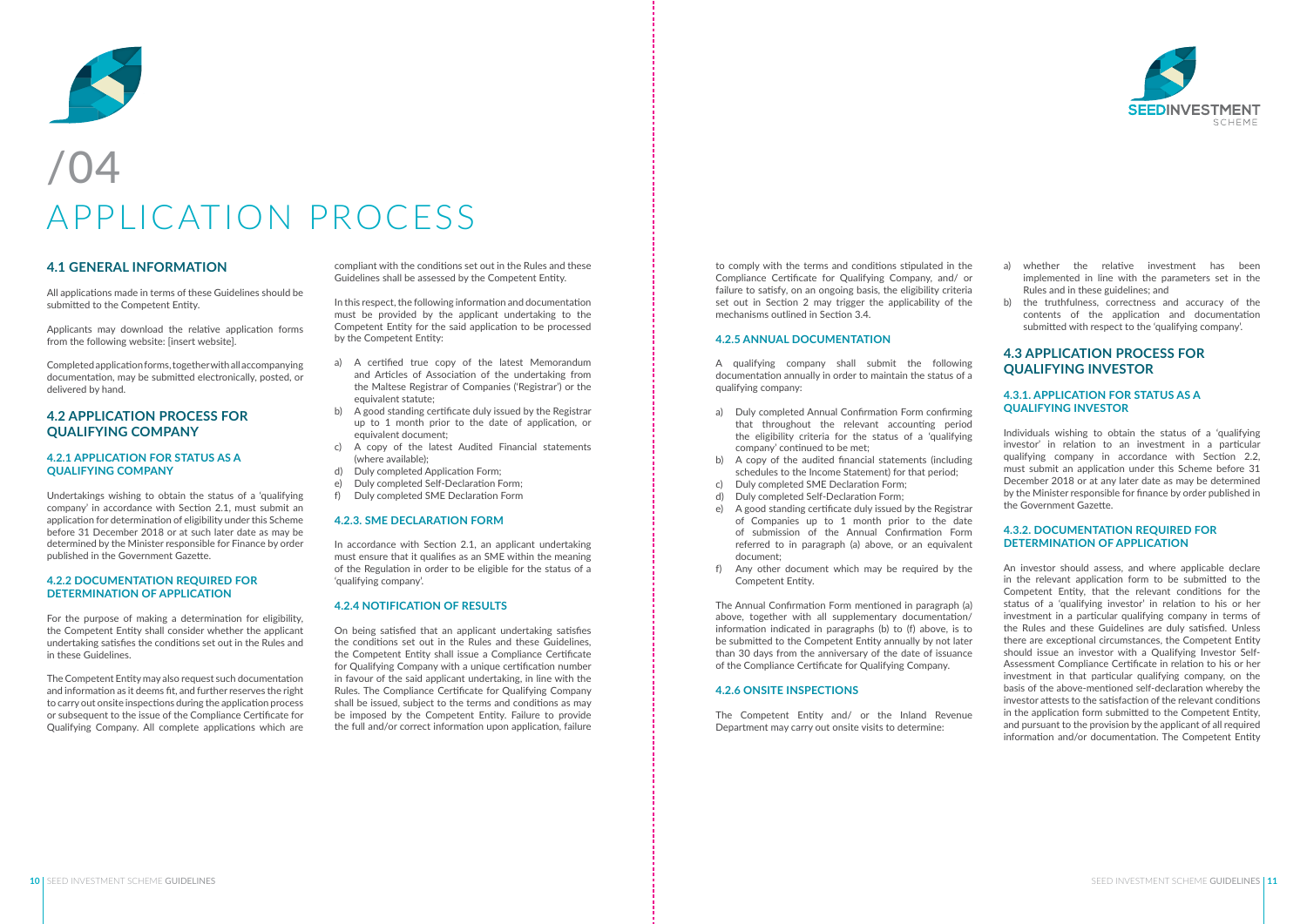# /04 APPLICATION PROCESS

## 4.1 GENERAL INFORMATION

All applications made in terms of these Guidelines should be submitted to the Competent Entity.

Applicants may download the relative application forms from the following website: [insert website].

Completed application forms, together with all accompanying documentation, may be submitted electronically, posted, or delivered by hand.

## 4.2 APPLICATION PROCESS FOR QUALIFYING COMPANY

### 4.2.1 APPLICATION FOR STATUS AS A QUALIFYING COMPANY

Undertakings wishing to obtain the status of a 'qualifying company' in accordance with Section 2.1, must submit an application for determination of eligibility under this Scheme before 31 December 2018 or at such later date as may be determined by the Minister responsible for Finance by order published in the Government Gazette.

### 4.2.2 DOCUMENTATION REQUIRED FOR DETERMINATION OF APPLICATION

For the purpose of making a determination for eligibility, the Competent Entity shall consider whether the applicant undertaking satisfies the conditions set out in the Rules and in these Guidelines.

The Competent Entity may also request such documentation and information as it deems fit, and further reserves the right to carry out onsite inspections during the application process or subsequent to the issue of the Compliance Certificate for Qualifying Company. All complete applications which are compliant with the conditions set out in the Rules and these Guidelines shall be assessed by the Competent Entity.

In this respect, the following information and documentation must be provided by the applicant undertaking to the Competent Entity for the said application to be processed by the Competent Entity:

a) A certified true copy of the latest Memorandum and Articles of Association of the undertaking from the Maltese Registrar of Companies ('Registrar') or the equivalent statute;
b) A good standing certificate duly issued by the Registrar up to 1 month prior to the date of application, or equivalent document;
c) A copy of the latest Audited Financial statements (where available);
d) Duly completed Application Form;
e) Duly completed Self-Declaration Form;
f) Duly completed SME Declaration Form

### 4.2.3. SME DECLARATION FORM

In accordance with Section 2.1, an applicant undertaking must ensure that it qualifies as an SME within the meaning of the Regulation in order to be eligible for the status of a 'qualifying company'.

### 4.2.4 NOTIFICATION OF RESULTS

On being satisfied that an applicant undertaking satisfies the conditions set out in the Rules and these Guidelines, the Competent Entity shall issue a Compliance Certificate for Qualifying Company with a unique certification number in favour of the said applicant undertaking, in line with the Rules. The Compliance Certificate for Qualifying Company shall be issued, subject to the terms and conditions as may be imposed by the Competent Entity. Failure to provide the full and/or correct information upon application, failure to comply with the terms and conditions stipulated in the Compliance Certificate for Qualifying Company, and/ or failure to satisfy, on an ongoing basis, the eligibility criteria set out in Section 2 may trigger the applicability of the mechanisms outlined in Section 3.4.

### 4.2.5 ANNUAL DOCUMENTATION

A qualifying company shall submit the following documentation annually in order to maintain the status of a qualifying company:

a) Duly completed Annual Confirmation Form confirming that throughout the relevant accounting period the eligibility criteria for the status of a 'qualifying company' continued to be met;
b) A copy of the audited financial statements (including schedules to the Income Statement) for that period;
c) Duly completed SME Declaration Form;
d) Duly completed Self-Declaration Form;
e) A good standing certificate duly issued by the Registrar of Companies up to 1 month prior to the date of submission of the Annual Confirmation Form referred to in paragraph (a) above, or an equivalent document;
f) Any other document which may be required by the Competent Entity.

The Annual Confirmation Form mentioned in paragraph (a) above, together with all supplementary documentation/ information indicated in paragraphs (b) to (f) above, is to be submitted to the Competent Entity annually by not later than 30 days from the anniversary of the date of issuance of the Compliance Certificate for Qualifying Company.

### 4.2.6 ONSITE INSPECTIONS

The Competent Entity and/ or the Inland Revenue Department may carry out onsite visits to determine:

a) whether the relative investment has been implemented in line with the parameters set in the Rules and in these guidelines; and
b) the truthfulness, correctness and accuracy of the contents of the application and documentation submitted with respect to the 'qualifying company'.

## 4.3 APPLICATION PROCESS FOR QUALIFYING INVESTOR

### 4.3.1. APPLICATION FOR STATUS AS A QUALIFYING INVESTOR

Individuals wishing to obtain the status of a 'qualifying investor' in relation to an investment in a particular qualifying company in accordance with Section 2.2, must submit an application under this Scheme before 31 December 2018 or at any later date as may be determined by the Minister responsible for finance by order published in the Government Gazette.

### 4.3.2. DOCUMENTATION REQUIRED FOR DETERMINATION OF APPLICATION

An investor should assess, and where applicable declare in the relevant application form to be submitted to the Competent Entity, that the relevant conditions for the status of a 'qualifying investor' in relation to his or her investment in a particular qualifying company in terms of the Rules and these Guidelines are duly satisfied. Unless there are exceptional circumstances, the Competent Entity should issue an investor with a Qualifying Investor Self-Assessment Compliance Certificate in relation to his or her investment in that particular qualifying company, on the basis of the above-mentioned self-declaration whereby the investor attests to the satisfaction of the relevant conditions in the application form submitted to the Competent Entity, and pursuant to the provision by the applicant of all required information and/or documentation. The Competent Entity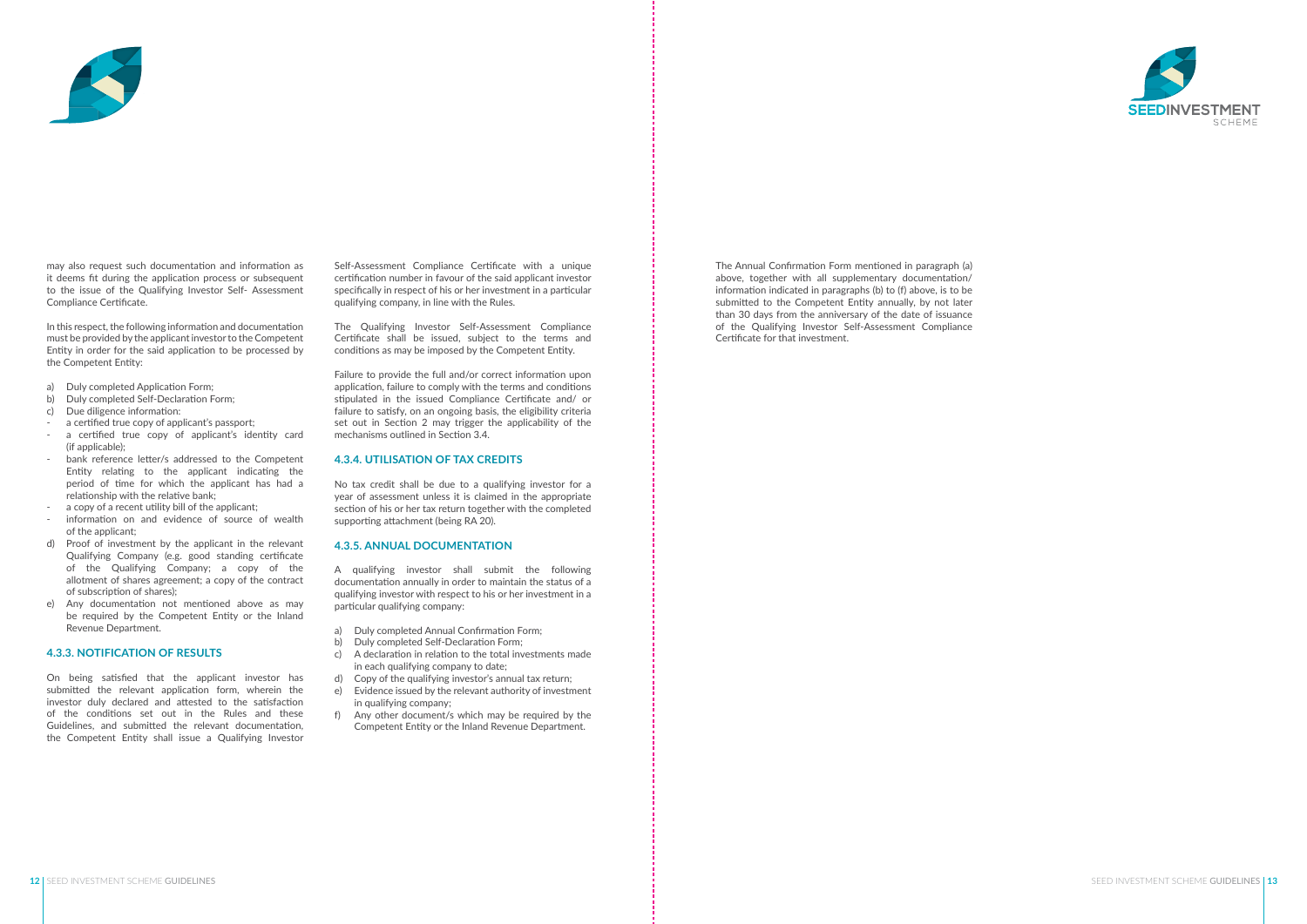may also request such documentation and information as it deems fit during the application process or subsequent to the issue of the Qualifying Investor Self- Assessment Compliance Certificate.

In this respect, the following information and documentation must be provided by the applicant investor to the Competent Entity in order for the said application to be processed by the Competent Entity:

a) Duly completed Application Form;
b) Duly completed Self-Declaration Form;
c) Due diligence information:
- a certified true copy of applicant's passport;
- a certified true copy of applicant's identity card (if applicable);
- bank reference letter/s addressed to the Competent Entity relating to the applicant indicating the period of time for which the applicant has had a relationship with the relative bank;
- a copy of a recent utility bill of the applicant;
- information on and evidence of source of wealth of the applicant;

d) Proof of investment by the applicant in the relevant Qualifying Company (e.g. good standing certificate of the Qualifying Company; a copy of the allotment of shares agreement; a copy of the contract of subscription of shares);
e) Any documentation not mentioned above as may be required by the Competent Entity or the Inland Revenue Department.

### 4.3.3. NOTIFICATION OF RESULTS

On being satisfied that the applicant investor has submitted the relevant application form, wherein the investor duly declared and attested to the satisfaction of the conditions set out in the Rules and these Guidelines, and submitted the relevant documentation, the Competent Entity shall issue a Qualifying Investor Self-Assessment Compliance Certificate with a unique certification number in favour of the said applicant investor specifically in respect of his or her investment in a particular qualifying company, in line with the Rules.

The Qualifying Investor Self-Assessment Compliance Certificate shall be issued, subject to the terms and conditions as may be imposed by the Competent Entity.

Failure to provide the full and/or correct information upon application, failure to comply with the terms and conditions stipulated in the issued Compliance Certificate and/ or failure to satisfy, on an ongoing basis, the eligibility criteria set out in Section 2 may trigger the applicability of the mechanisms outlined in Section 3.4.

### 4.3.4. UTILISATION OF TAX CREDITS

No tax credit shall be due to a qualifying investor for a year of assessment unless it is claimed in the appropriate section of his or her tax return together with the completed supporting attachment (being RA 20).

### 4.3.5. ANNUAL DOCUMENTATION

A qualifying investor shall submit the following documentation annually in order to maintain the status of a qualifying investor with respect to his or her investment in a particular qualifying company:

a) Duly completed Annual Confirmation Form;
b) Duly completed Self-Declaration Form;
c) A declaration in relation to the total investments made in each qualifying company to date;
d) Copy of the qualifying investor's annual tax return;
e) Evidence issued by the relevant authority of investment in qualifying company;
f) Any other document/s which may be required by the Competent Entity or the Inland Revenue Department.

The Annual Confirmation Form mentioned in paragraph (a) above, together with all supplementary documentation/ information indicated in paragraphs (b) to (f) above, is to be submitted to the Competent Entity annually, by not later than 30 days from the anniversary of the date of issuance of the Qualifying Investor Self-Assessment Compliance Certificate for that investment.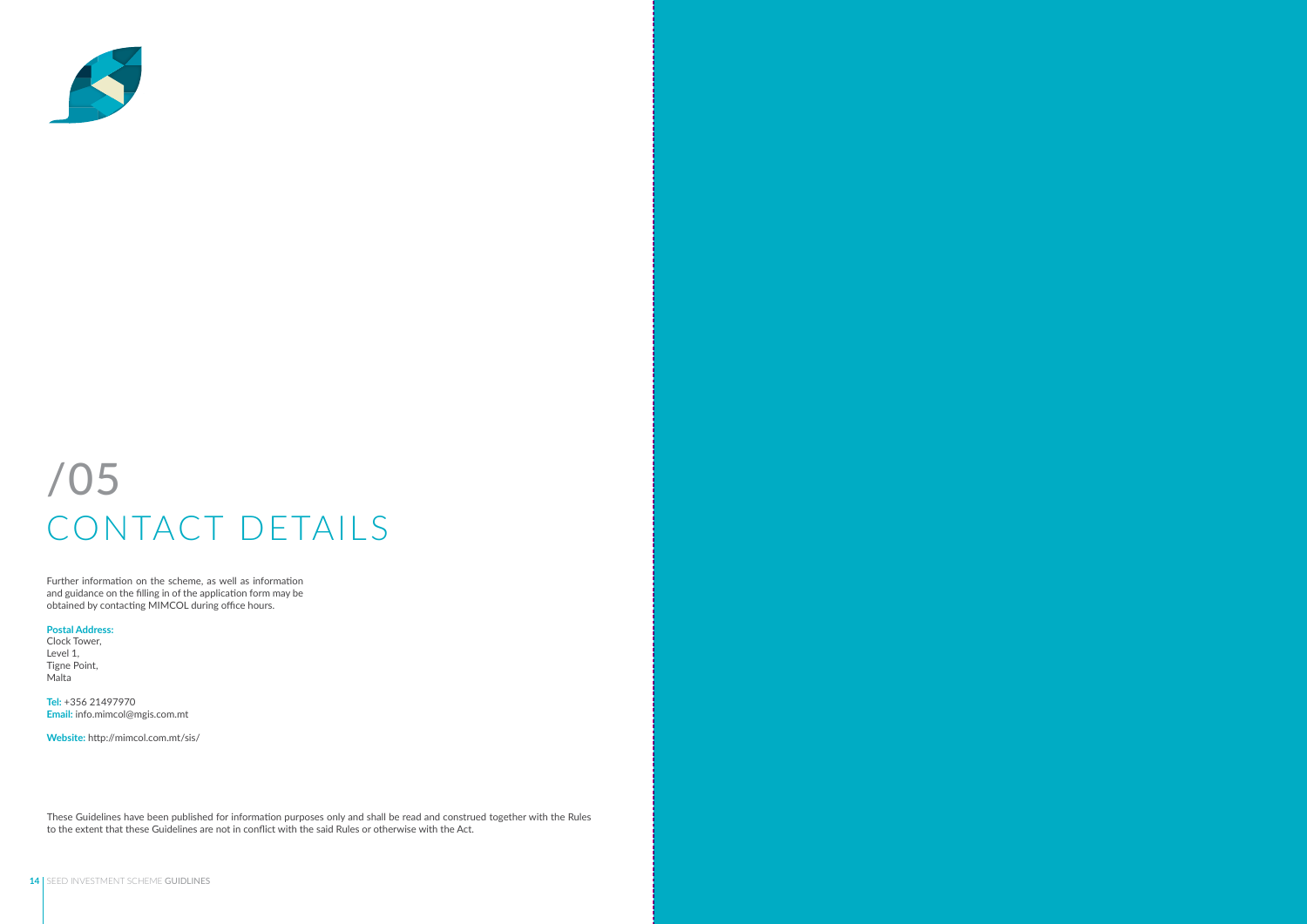# /05 CONTACT DETAILS

Further information on the scheme, as well as information and guidance on the filling in of the application form may be obtained by contacting MIMCOL during office hours.

**Postal Address:**
Clock Tower,
Level 1,
Tigne Point,
Malta

**Tel:** +356 21497970
**Email:** info.mimcol@mgis.com.mt

**Website:** http://mimcol.com.mt/sis/

These Guidelines have been published for information purposes only and shall be read and construed together with the Rules to the extent that these Guidelines are not in conflict with the said Rules or otherwise with the Act.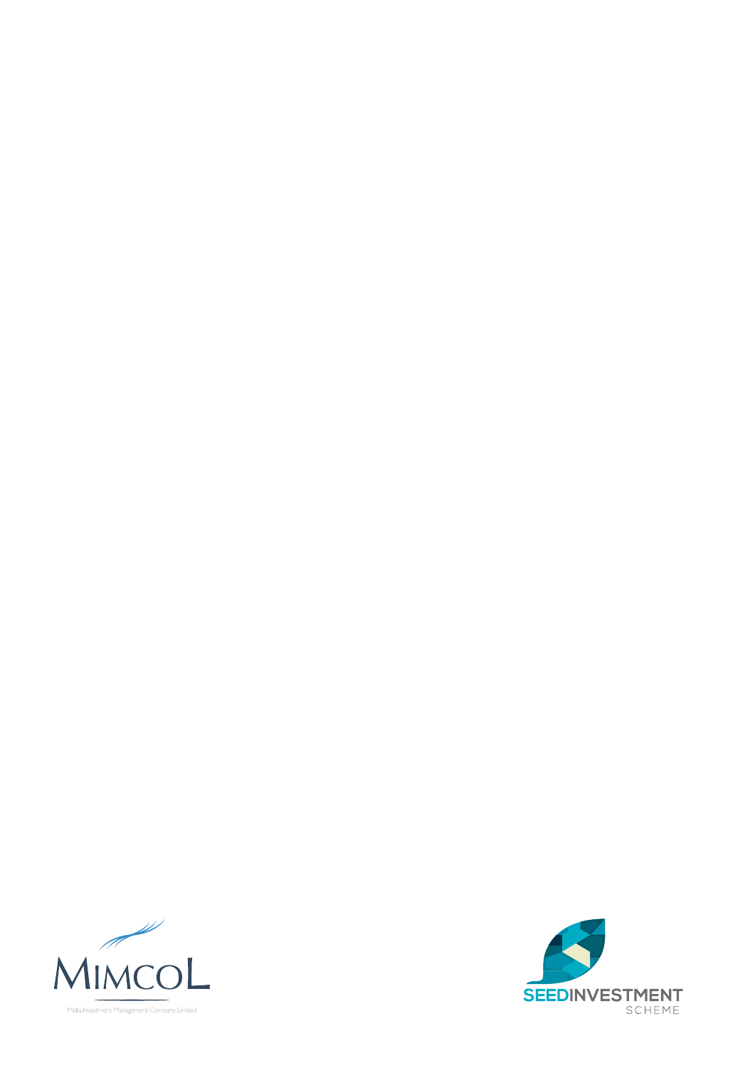MIMCOL

Malta Investment Management Company Limited

SEEDINVESTMENT

SCHEME